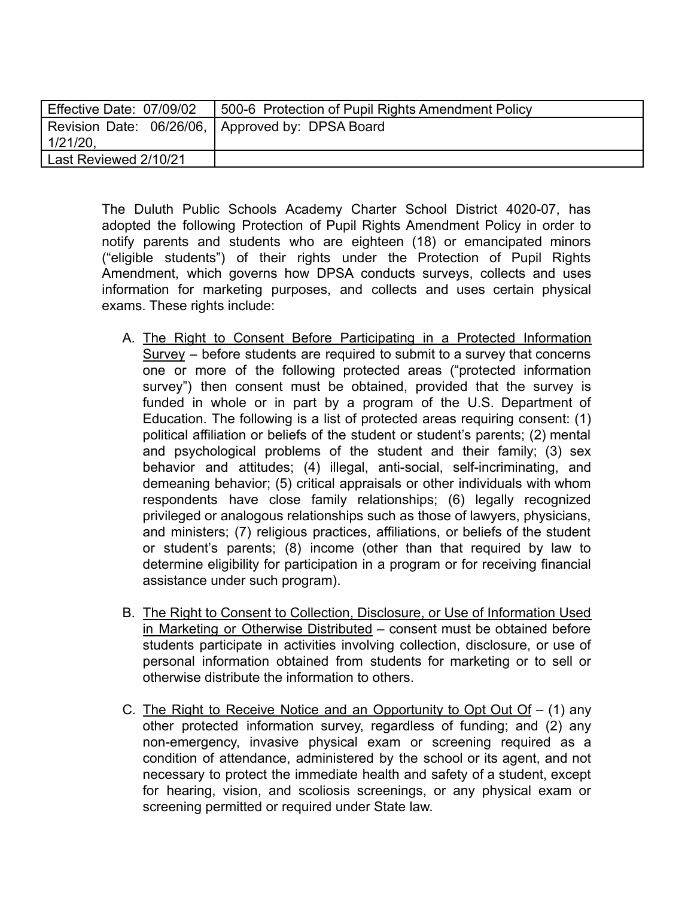| Effective Date: 07/09/02 | 500-6 Protection of Pupil Rights Amendment Policy |
|---|---|
| Revision Date: 06/26/06, 1/21/20, | Approved by: DPSA Board |
| Last Reviewed 2/10/21 | |

The Duluth Public Schools Academy Charter School District 4020-07, has adopted the following Protection of Pupil Rights Amendment Policy in order to notify parents and students who are eighteen (18) or emancipated minors ("eligible students") of their rights under the Protection of Pupil Rights Amendment, which governs how DPSA conducts surveys, collects and uses information for marketing purposes, and collects and uses certain physical exams. These rights include:

A. <u>The Right to Consent Before Participating in a Protected Information Survey</u> – before students are required to submit to a survey that concerns one or more of the following protected areas ("protected information survey") then consent must be obtained, provided that the survey is funded in whole or in part by a program of the U.S. Department of Education. The following is a list of protected areas requiring consent: (1) political affiliation or beliefs of the student or student's parents; (2) mental and psychological problems of the student and their family; (3) sex behavior and attitudes; (4) illegal, anti-social, self-incriminating, and demeaning behavior; (5) critical appraisals or other individuals with whom respondents have close family relationships; (6) legally recognized privileged or analogous relationships such as those of lawyers, physicians, and ministers; (7) religious practices, affiliations, or beliefs of the student or student's parents; (8) income (other than that required by law to determine eligibility for participation in a program or for receiving financial assistance under such program).

B. <u>The Right to Consent to Collection, Disclosure, or Use of Information Used in Marketing or Otherwise Distributed</u> – consent must be obtained before students participate in activities involving collection, disclosure, or use of personal information obtained from students for marketing or to sell or otherwise distribute the information to others.

C. <u>The Right to Receive Notice and an Opportunity to Opt Out Of</u> – (1) any other protected information survey, regardless of funding; and (2) any non-emergency, invasive physical exam or screening required as a condition of attendance, administered by the school or its agent, and not necessary to protect the immediate health and safety of a student, except for hearing, vision, and scoliosis screenings, or any physical exam or screening permitted or required under State law.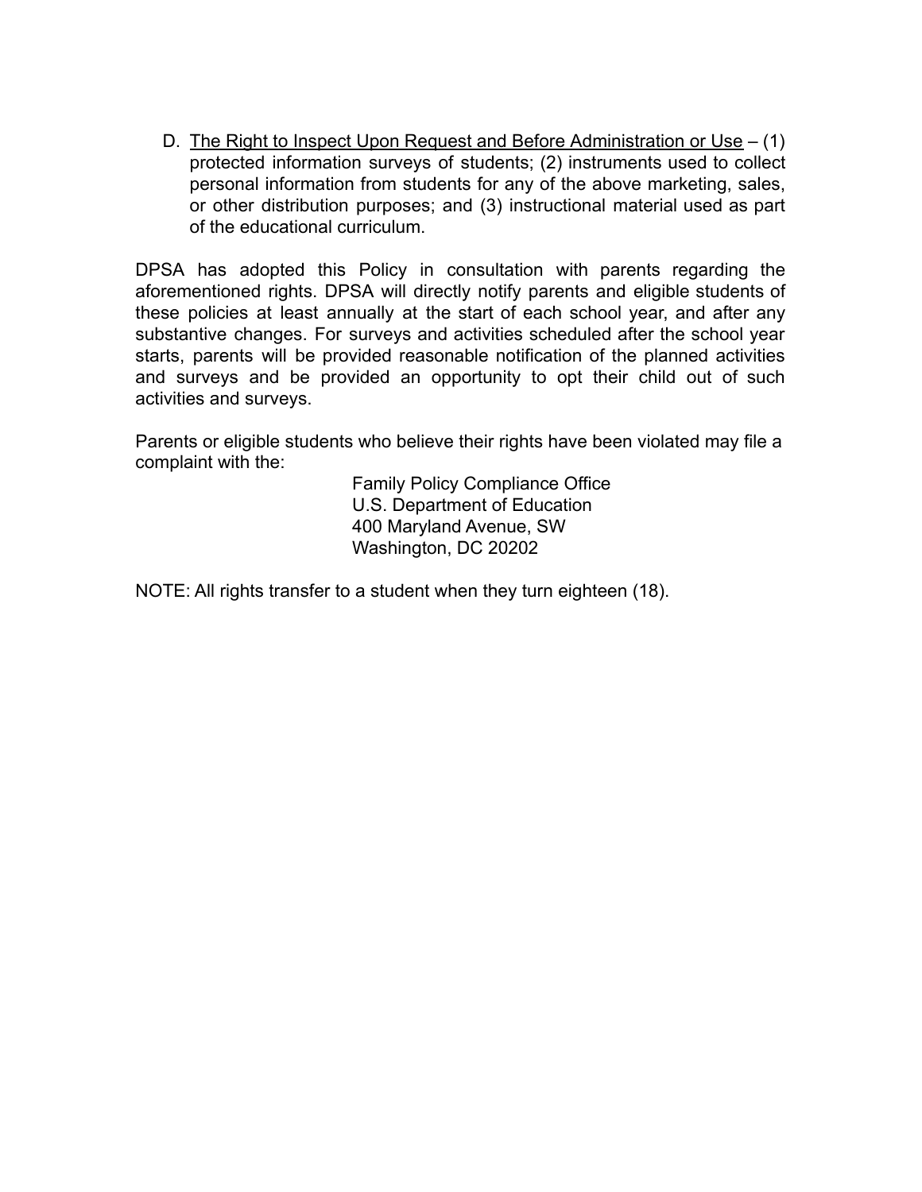D. <u>The Right to Inspect Upon Request and Before Administration or Use</u> – (1) protected information surveys of students; (2) instruments used to collect personal information from students for any of the above marketing, sales, or other distribution purposes; and (3) instructional material used as part of the educational curriculum.

DPSA has adopted this Policy in consultation with parents regarding the aforementioned rights. DPSA will directly notify parents and eligible students of these policies at least annually at the start of each school year, and after any substantive changes. For surveys and activities scheduled after the school year starts, parents will be provided reasonable notification of the planned activities and surveys and be provided an opportunity to opt their child out of such activities and surveys.

Parents or eligible students who believe their rights have been violated may file a complaint with the:

Family Policy Compliance Office
U.S. Department of Education
400 Maryland Avenue, SW
Washington, DC 20202

NOTE: All rights transfer to a student when they turn eighteen (18).